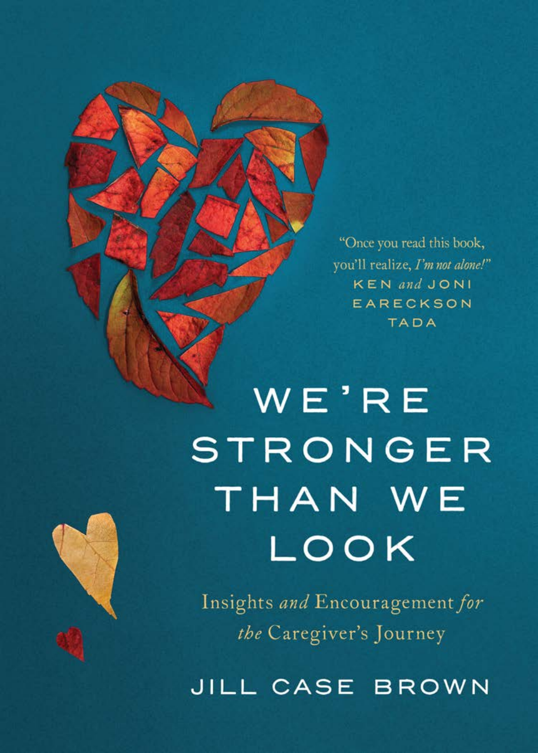"Once you read this book, you'll realize, *I'm not alone!*"
KEN *and* JONI EARECKSON TADA

# WE'RE STRONGER THAN WE LOOK

## Insights *and* Encouragement *for* *the* Caregiver's Journey

JILL CASE BROWN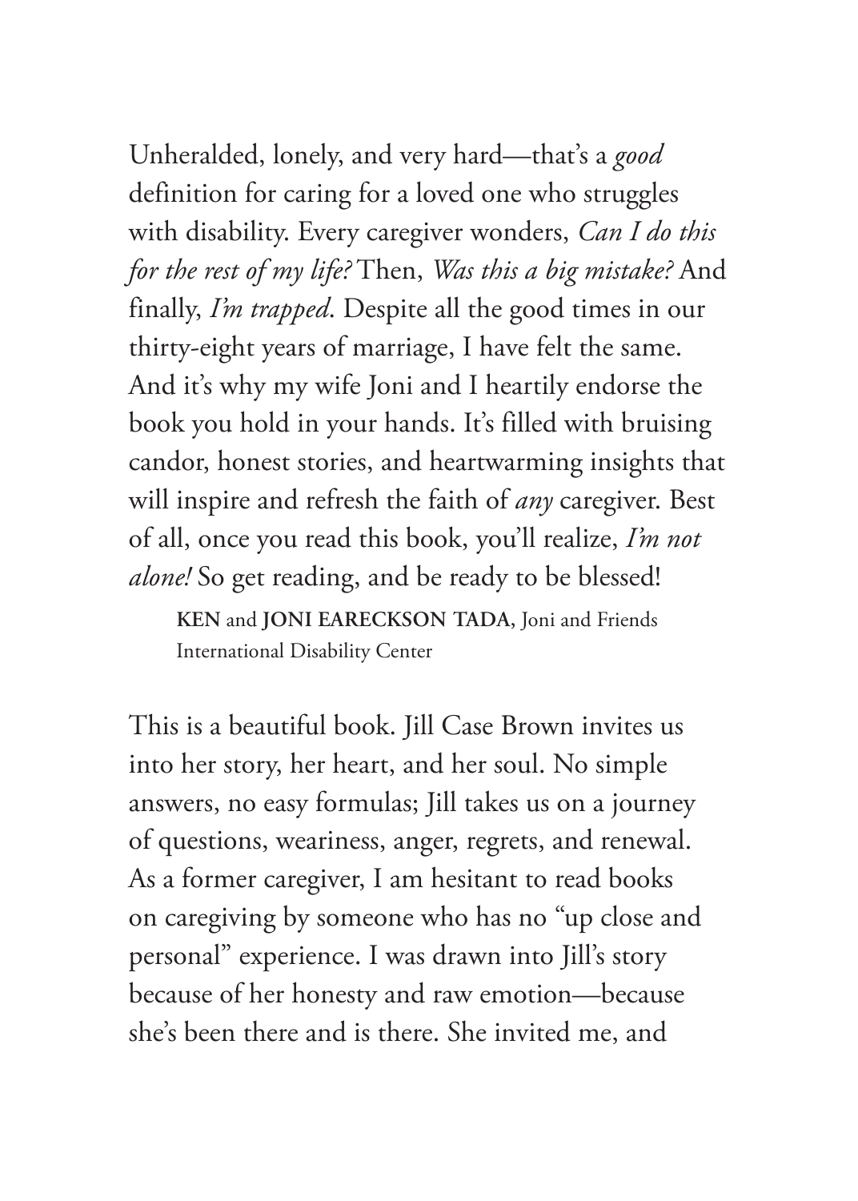Unheralded, lonely, and very hard—that's a *good* definition for caring for a loved one who struggles with disability. Every caregiver wonders, *Can I do this for the rest of my life?* Then, *Was this a big mistake?* And finally, *I'm trapped*. Despite all the good times in our thirty-eight years of marriage, I have felt the same. And it's why my wife Joni and I heartily endorse the book you hold in your hands. It's filled with bruising candor, honest stories, and heartwarming insights that will inspire and refresh the faith of *any* caregiver. Best of all, once you read this book, you'll realize, *I'm not alone!* So get reading, and be ready to be blessed!

> **KEN** and **JONI EARECKSON TADA**, Joni and Friends International Disability Center

This is a beautiful book. Jill Case Brown invites us into her story, her heart, and her soul. No simple answers, no easy formulas; Jill takes us on a journey of questions, weariness, anger, regrets, and renewal. As a former caregiver, I am hesitant to read books on caregiving by someone who has no "up close and personal" experience. I was drawn into Jill's story because of her honesty and raw emotion—because she's been there and is there. She invited me, and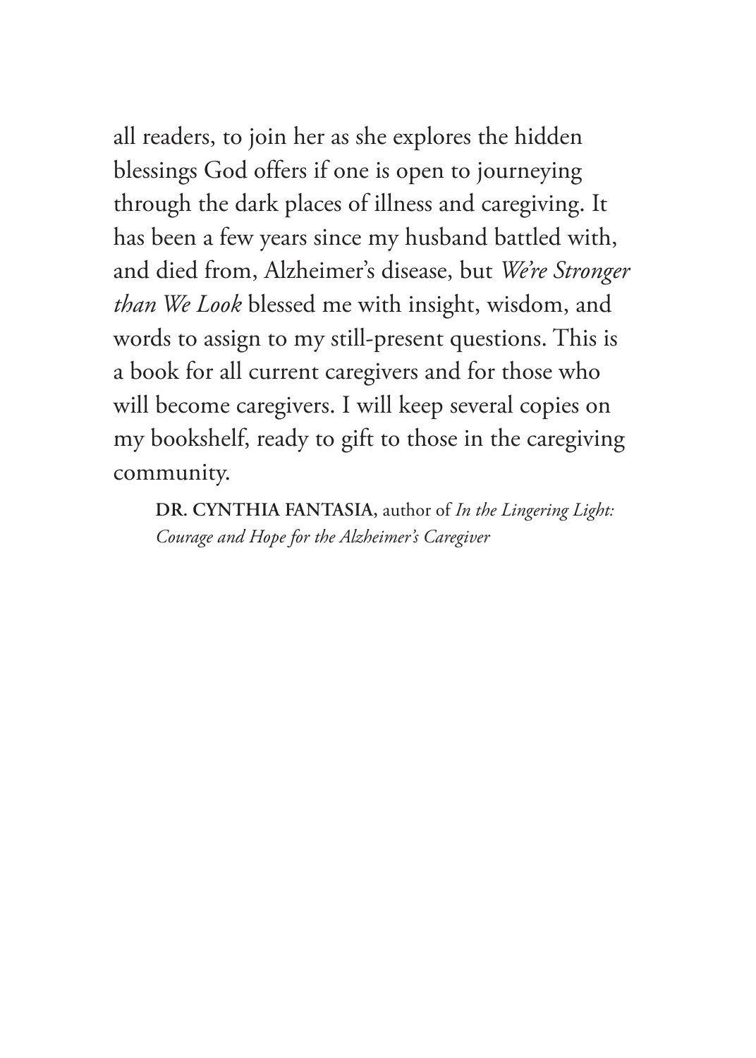all readers, to join her as she explores the hidden blessings God offers if one is open to journeying through the dark places of illness and caregiving. It has been a few years since my husband battled with, and died from, Alzheimer's disease, but *We're Stronger than We Look* blessed me with insight, wisdom, and words to assign to my still-present questions. This is a book for all current caregivers and for those who will become caregivers. I will keep several copies on my bookshelf, ready to gift to those in the caregiving community.

**DR. CYNTHIA FANTASIA,** author of *In the Lingering Light: Courage and Hope for the Alzheimer's Caregiver*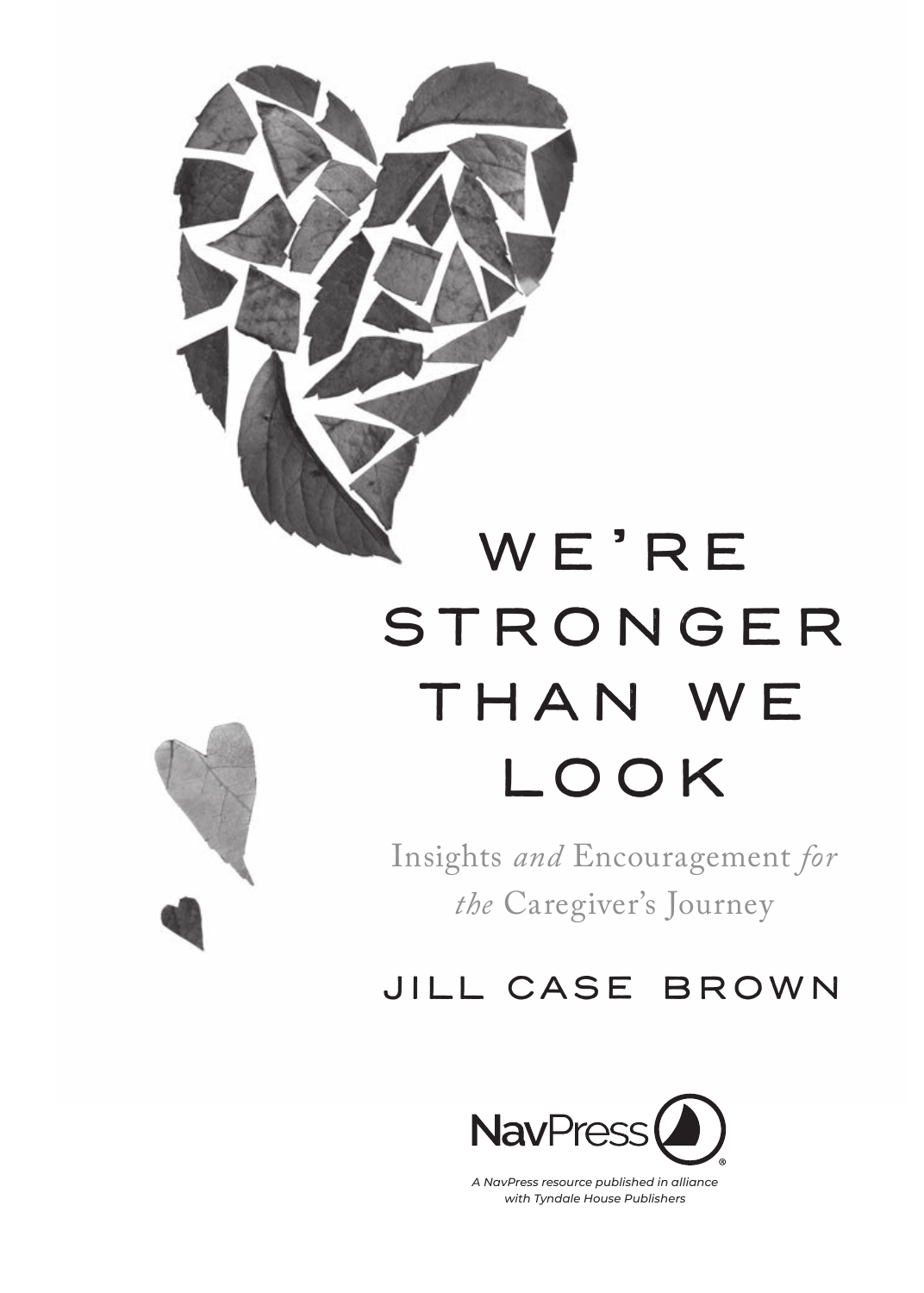# WE'RE STRONGER THAN WE LOOK

Insights *and* Encouragement *for the* Caregiver's Journey

JILL CASE BROWN

NavPress

*A NavPress resource published in alliance with Tyndale House Publishers*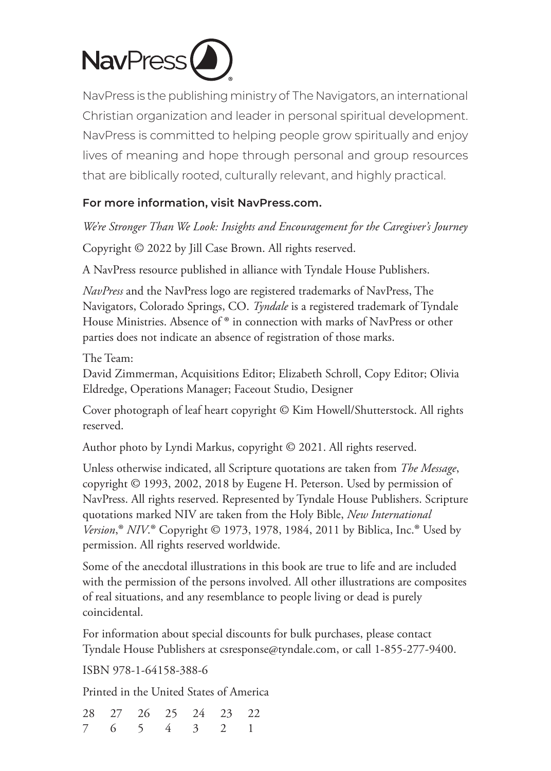NavPress

NavPress is the publishing ministry of The Navigators, an international Christian organization and leader in personal spiritual development. NavPress is committed to helping people grow spiritually and enjoy lives of meaning and hope through personal and group resources that are biblically rooted, culturally relevant, and highly practical.

**For more information, visit NavPress.com.**

*We're Stronger Than We Look: Insights and Encouragement for the Caregiver's Journey*

Copyright © 2022 by Jill Case Brown. All rights reserved.

A NavPress resource published in alliance with Tyndale House Publishers.

*NavPress* and the NavPress logo are registered trademarks of NavPress, The Navigators, Colorado Springs, CO. *Tyndale* is a registered trademark of Tyndale House Ministries. Absence of ® in connection with marks of NavPress or other parties does not indicate an absence of registration of those marks.

The Team:
David Zimmerman, Acquisitions Editor; Elizabeth Schroll, Copy Editor; Olivia Eldredge, Operations Manager; Faceout Studio, Designer

Cover photograph of leaf heart copyright © Kim Howell/Shutterstock. All rights reserved.

Author photo by Lyndi Markus, copyright © 2021. All rights reserved.

Unless otherwise indicated, all Scripture quotations are taken from *The Message*, copyright © 1993, 2002, 2018 by Eugene H. Peterson. Used by permission of NavPress. All rights reserved. Represented by Tyndale House Publishers. Scripture quotations marked NIV are taken from the Holy Bible, *New International Version*,® *NIV*.® Copyright © 1973, 1978, 1984, 2011 by Biblica, Inc.® Used by permission. All rights reserved worldwide.

Some of the anecdotal illustrations in this book are true to life and are included with the permission of the persons involved. All other illustrations are composites of real situations, and any resemblance to people living or dead is purely coincidental.

For information about special discounts for bulk purchases, please contact Tyndale House Publishers at csresponse@tyndale.com, or call 1-855-277-9400.

ISBN 978-1-64158-388-6

Printed in the United States of America

28 27 26 25 24 23 22
7 6 5 4 3 2 1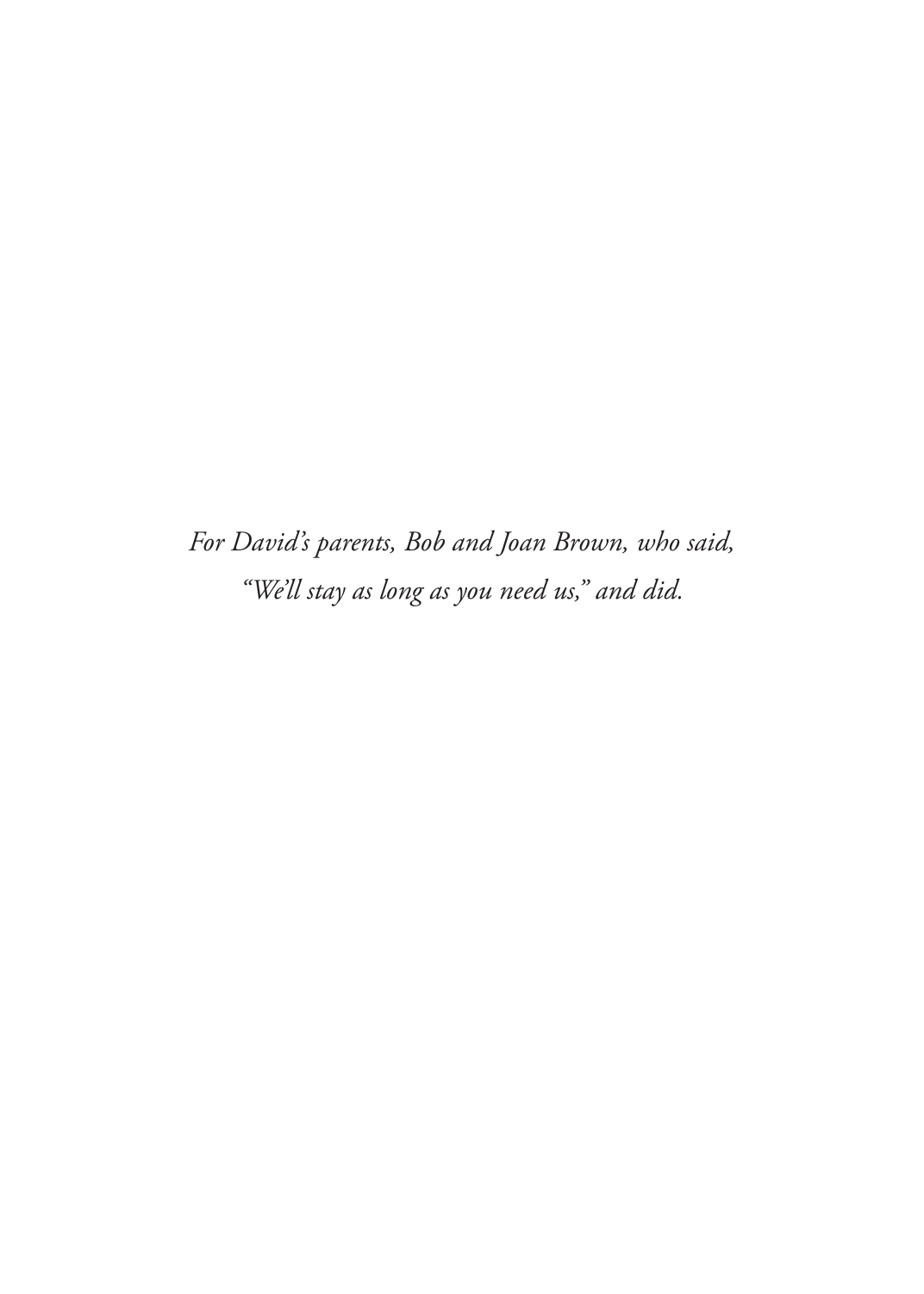*For David's parents, Bob and Joan Brown, who said,*
*"We'll stay as long as you need us," and did.*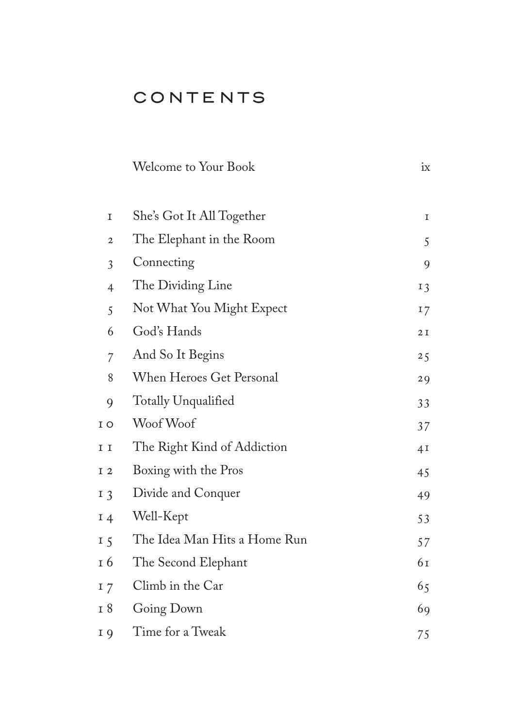# CONTENTS

| | | |
|---|---|---|
| | Welcome to Your Book | ix |
| 1 | She's Got It All Together | 1 |
| 2 | The Elephant in the Room | 5 |
| 3 | Connecting | 9 |
| 4 | The Dividing Line | 13 |
| 5 | Not What You Might Expect | 17 |
| 6 | God's Hands | 21 |
| 7 | And So It Begins | 25 |
| 8 | When Heroes Get Personal | 29 |
| 9 | Totally Unqualified | 33 |
| 10 | Woof Woof | 37 |
| 11 | The Right Kind of Addiction | 41 |
| 12 | Boxing with the Pros | 45 |
| 13 | Divide and Conquer | 49 |
| 14 | Well-Kept | 53 |
| 15 | The Idea Man Hits a Home Run | 57 |
| 16 | The Second Elephant | 61 |
| 17 | Climb in the Car | 65 |
| 18 | Going Down | 69 |
| 19 | Time for a Tweak | 75 |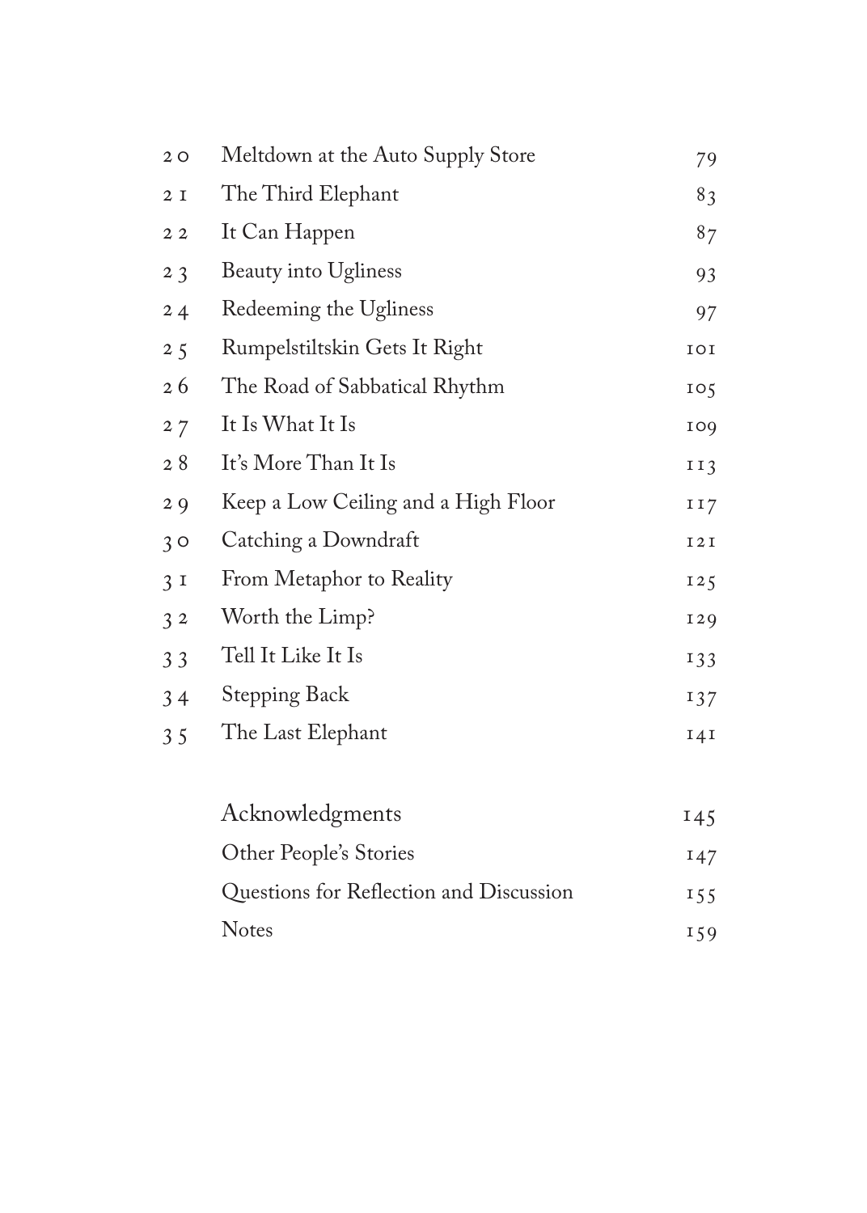| | | |
|---|---|---|
| 20 | Meltdown at the Auto Supply Store | 79 |
| 21 | The Third Elephant | 83 |
| 22 | It Can Happen | 87 |
| 23 | Beauty into Ugliness | 93 |
| 24 | Redeeming the Ugliness | 97 |
| 25 | Rumpelstiltskin Gets It Right | 101 |
| 26 | The Road of Sabbatical Rhythm | 105 |
| 27 | It Is What It Is | 109 |
| 28 | It's More Than It Is | 113 |
| 29 | Keep a Low Ceiling and a High Floor | 117 |
| 30 | Catching a Downdraft | 121 |
| 31 | From Metaphor to Reality | 125 |
| 32 | Worth the Limp? | 129 |
| 33 | Tell It Like It Is | 133 |
| 34 | Stepping Back | 137 |
| 35 | The Last Elephant | 141 |
| | Acknowledgments | 145 |
| | Other People's Stories | 147 |
| | Questions for Reflection and Discussion | 155 |
| | Notes | 159 |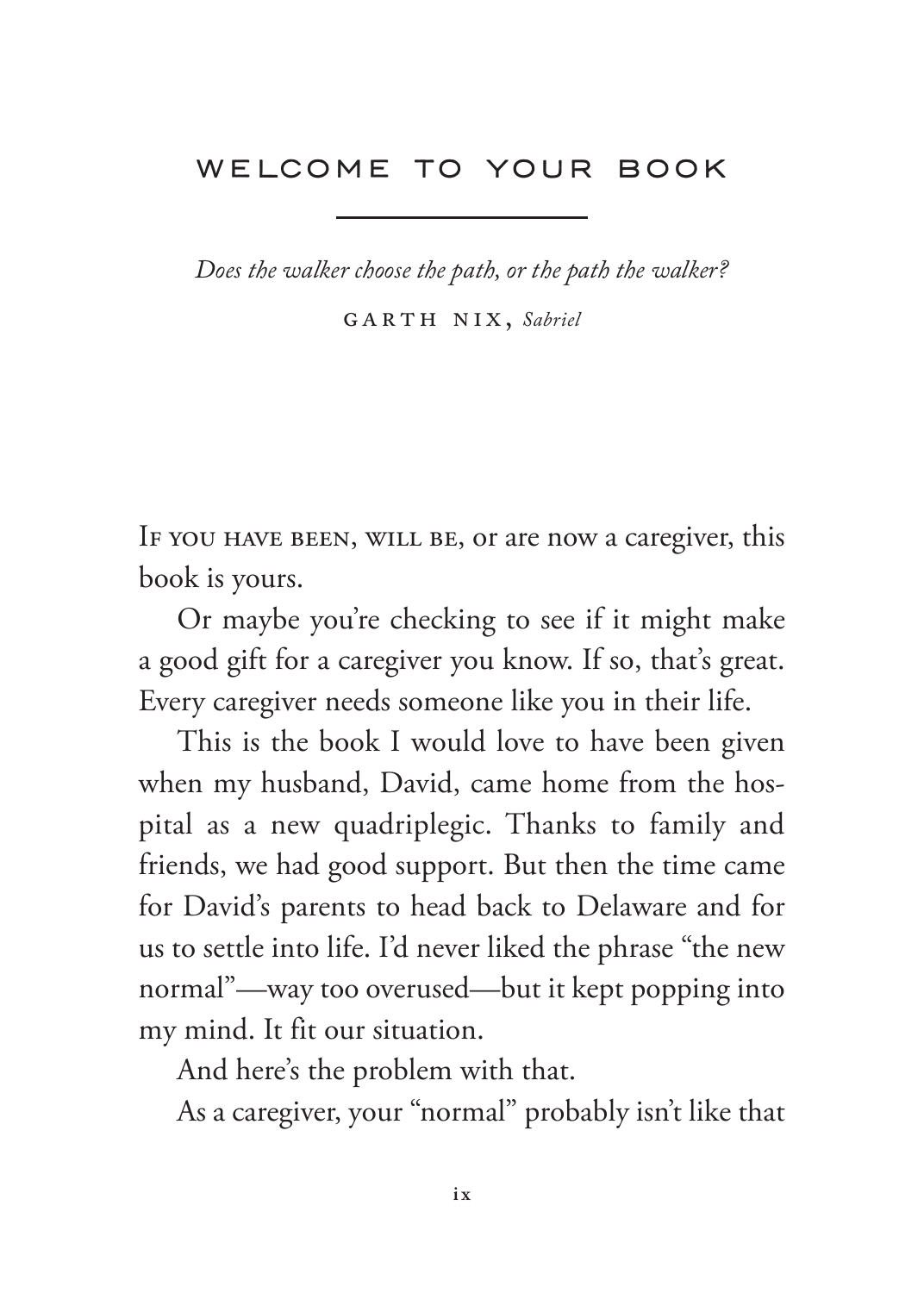## WELCOME TO YOUR BOOK

*Does the walker choose the path, or the path the walker?*

GARTH NIX, *Sabriel*

IF YOU HAVE BEEN, WILL BE, or are now a caregiver, this book is yours.

Or maybe you're checking to see if it might make a good gift for a caregiver you know. If so, that's great. Every caregiver needs someone like you in their life.

This is the book I would love to have been given when my husband, David, came home from the hospital as a new quadriplegic. Thanks to family and friends, we had good support. But then the time came for David's parents to head back to Delaware and for us to settle into life. I'd never liked the phrase "the new normal"—way too overused—but it kept popping into my mind. It fit our situation.

And here's the problem with that.

As a caregiver, your "normal" probably isn't like that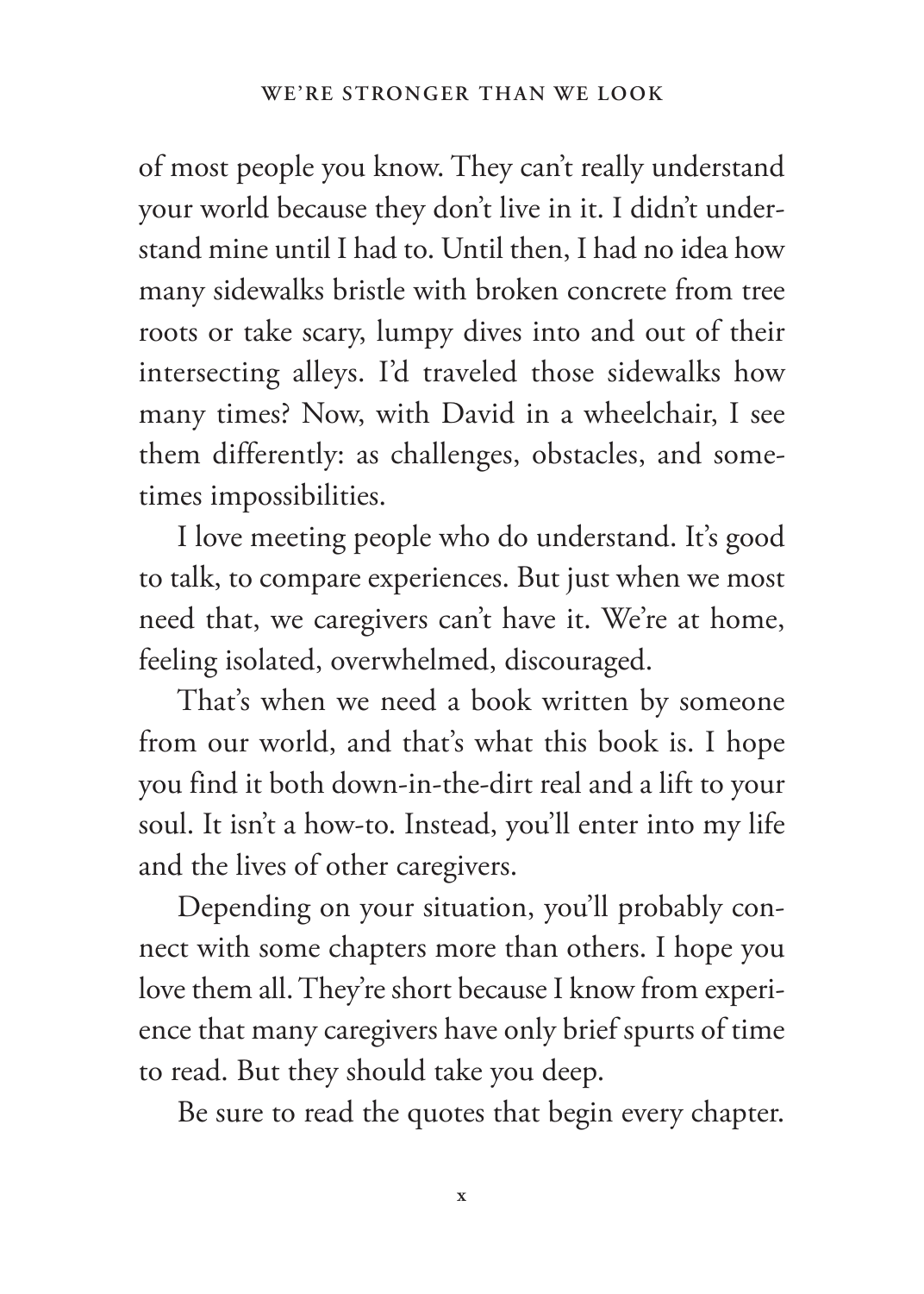of most people you know. They can't really understand your world because they don't live in it. I didn't understand mine until I had to. Until then, I had no idea how many sidewalks bristle with broken concrete from tree roots or take scary, lumpy dives into and out of their intersecting alleys. I'd traveled those sidewalks how many times? Now, with David in a wheelchair, I see them differently: as challenges, obstacles, and sometimes impossibilities.

I love meeting people who do understand. It's good to talk, to compare experiences. But just when we most need that, we caregivers can't have it. We're at home, feeling isolated, overwhelmed, discouraged.

That's when we need a book written by someone from our world, and that's what this book is. I hope you find it both down-in-the-dirt real and a lift to your soul. It isn't a how-to. Instead, you'll enter into my life and the lives of other caregivers.

Depending on your situation, you'll probably connect with some chapters more than others. I hope you love them all. They're short because I know from experience that many caregivers have only brief spurts of time to read. But they should take you deep.

Be sure to read the quotes that begin every chapter.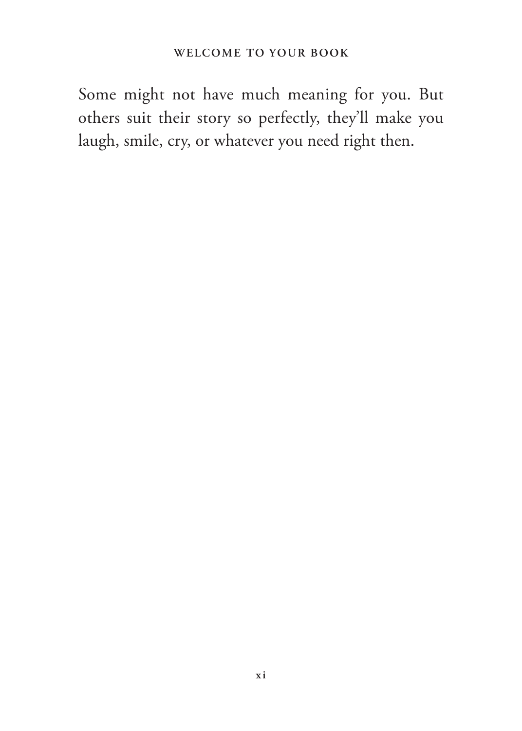Some might not have much meaning for you. But others suit their story so perfectly, they'll make you laugh, smile, cry, or whatever you need right then.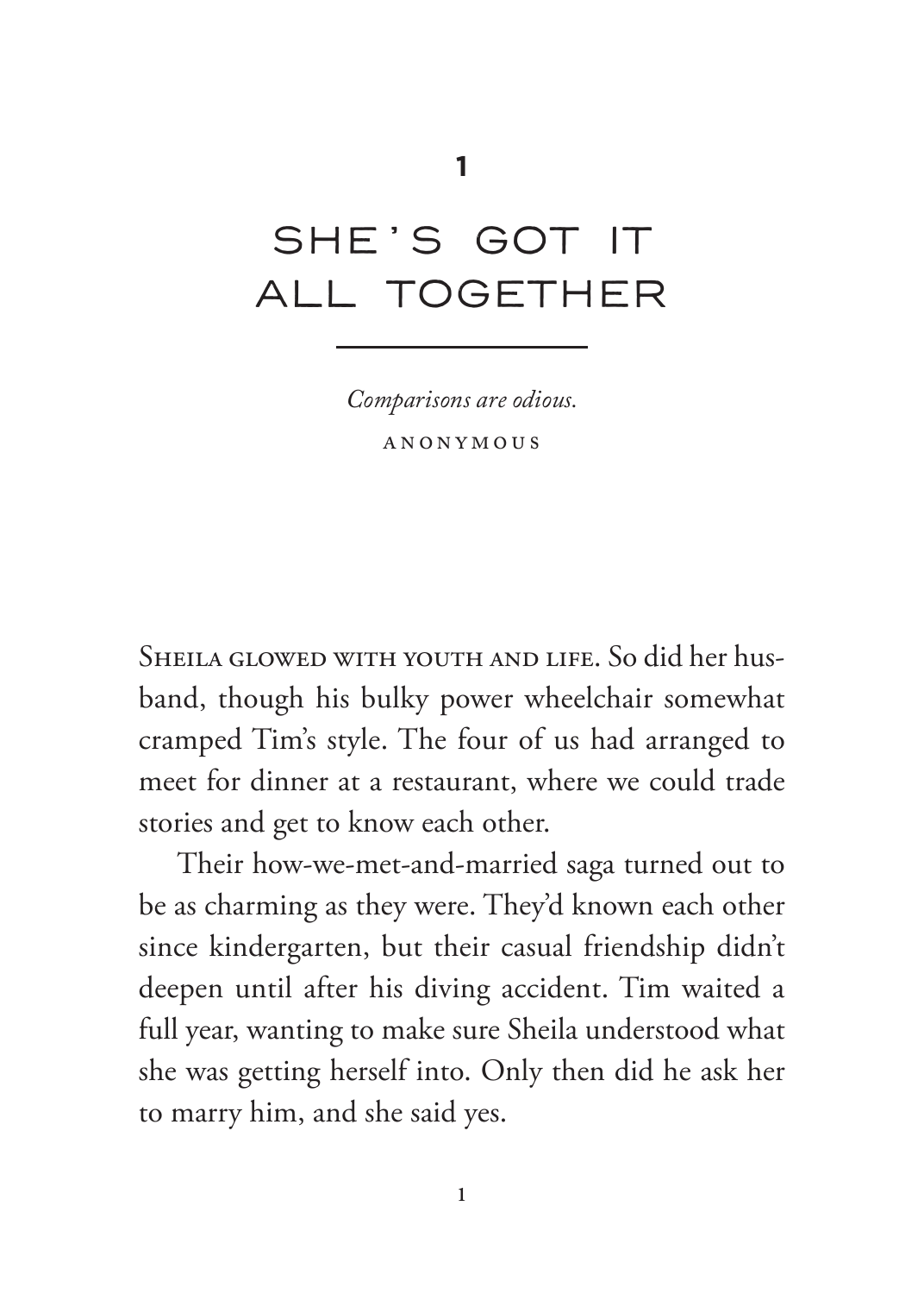# 1

# SHE'S GOT IT ALL TOGETHER

*Comparisons are odious.*

ANONYMOUS

Sheila glowed with youth and life. So did her husband, though his bulky power wheelchair somewhat cramped Tim's style. The four of us had arranged to meet for dinner at a restaurant, where we could trade stories and get to know each other.

Their how-we-met-and-married saga turned out to be as charming as they were. They'd known each other since kindergarten, but their casual friendship didn't deepen until after his diving accident. Tim waited a full year, wanting to make sure Sheila understood what she was getting herself into. Only then did he ask her to marry him, and she said yes.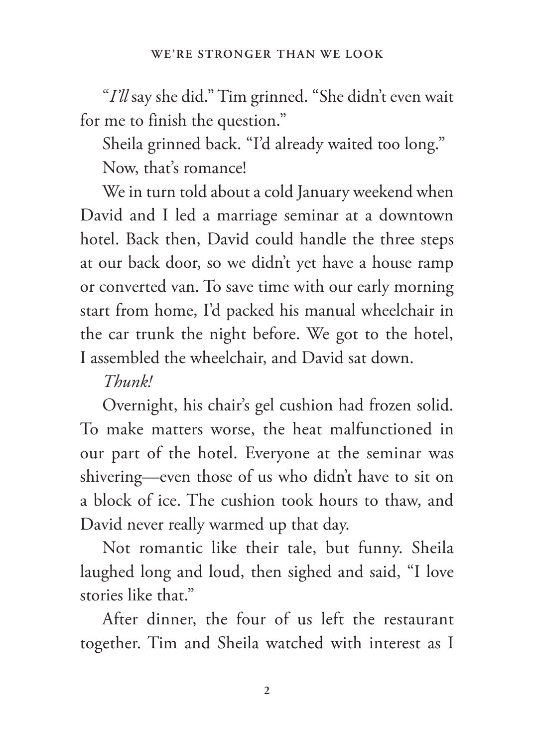"*I'll* say she did." Tim grinned. "She didn't even wait for me to finish the question."

Sheila grinned back. "I'd already waited too long."

Now, that's romance!

We in turn told about a cold January weekend when David and I led a marriage seminar at a downtown hotel. Back then, David could handle the three steps at our back door, so we didn't yet have a house ramp or converted van. To save time with our early morning start from home, I'd packed his manual wheelchair in the car trunk the night before. We got to the hotel, I assembled the wheelchair, and David sat down.

*Thunk!*

Overnight, his chair's gel cushion had frozen solid. To make matters worse, the heat malfunctioned in our part of the hotel. Everyone at the seminar was shivering—even those of us who didn't have to sit on a block of ice. The cushion took hours to thaw, and David never really warmed up that day.

Not romantic like their tale, but funny. Sheila laughed long and loud, then sighed and said, "I love stories like that."

After dinner, the four of us left the restaurant together. Tim and Sheila watched with interest as I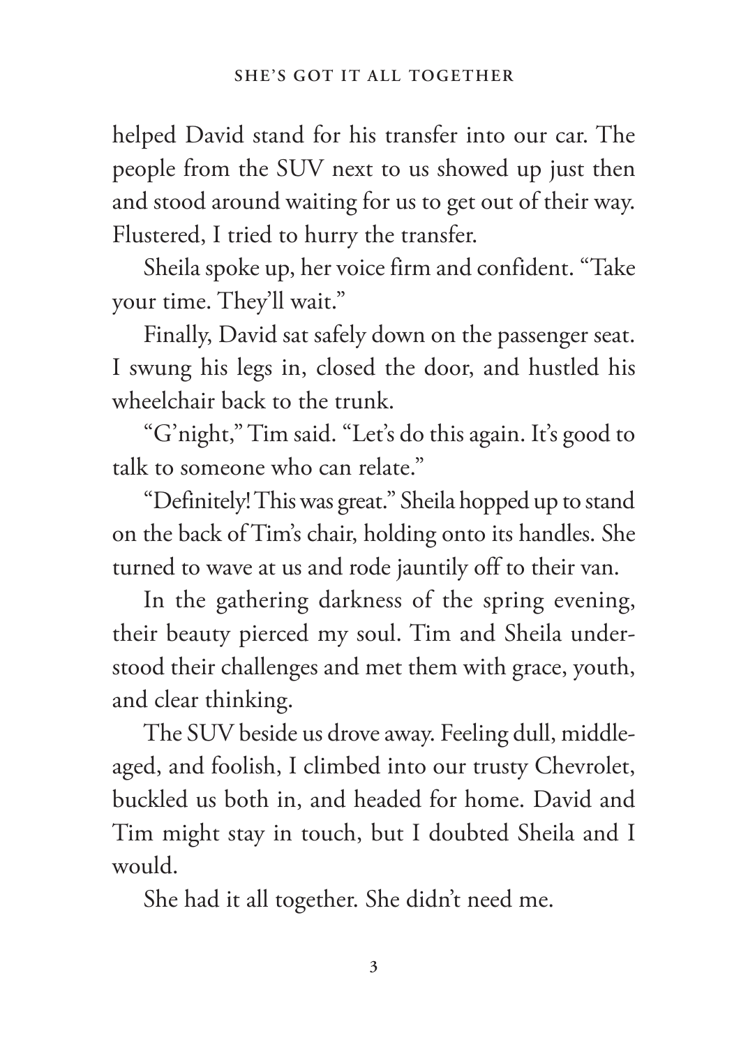helped David stand for his transfer into our car. The people from the SUV next to us showed up just then and stood around waiting for us to get out of their way. Flustered, I tried to hurry the transfer.

Sheila spoke up, her voice firm and confident. "Take your time. They'll wait."

Finally, David sat safely down on the passenger seat. I swung his legs in, closed the door, and hustled his wheelchair back to the trunk.

"G'night," Tim said. "Let's do this again. It's good to talk to someone who can relate."

"Definitely! This was great." Sheila hopped up to stand on the back of Tim's chair, holding onto its handles. She turned to wave at us and rode jauntily off to their van.

In the gathering darkness of the spring evening, their beauty pierced my soul. Tim and Sheila understood their challenges and met them with grace, youth, and clear thinking.

The SUV beside us drove away. Feeling dull, middle-aged, and foolish, I climbed into our trusty Chevrolet, buckled us both in, and headed for home. David and Tim might stay in touch, but I doubted Sheila and I would.

She had it all together. She didn't need me.